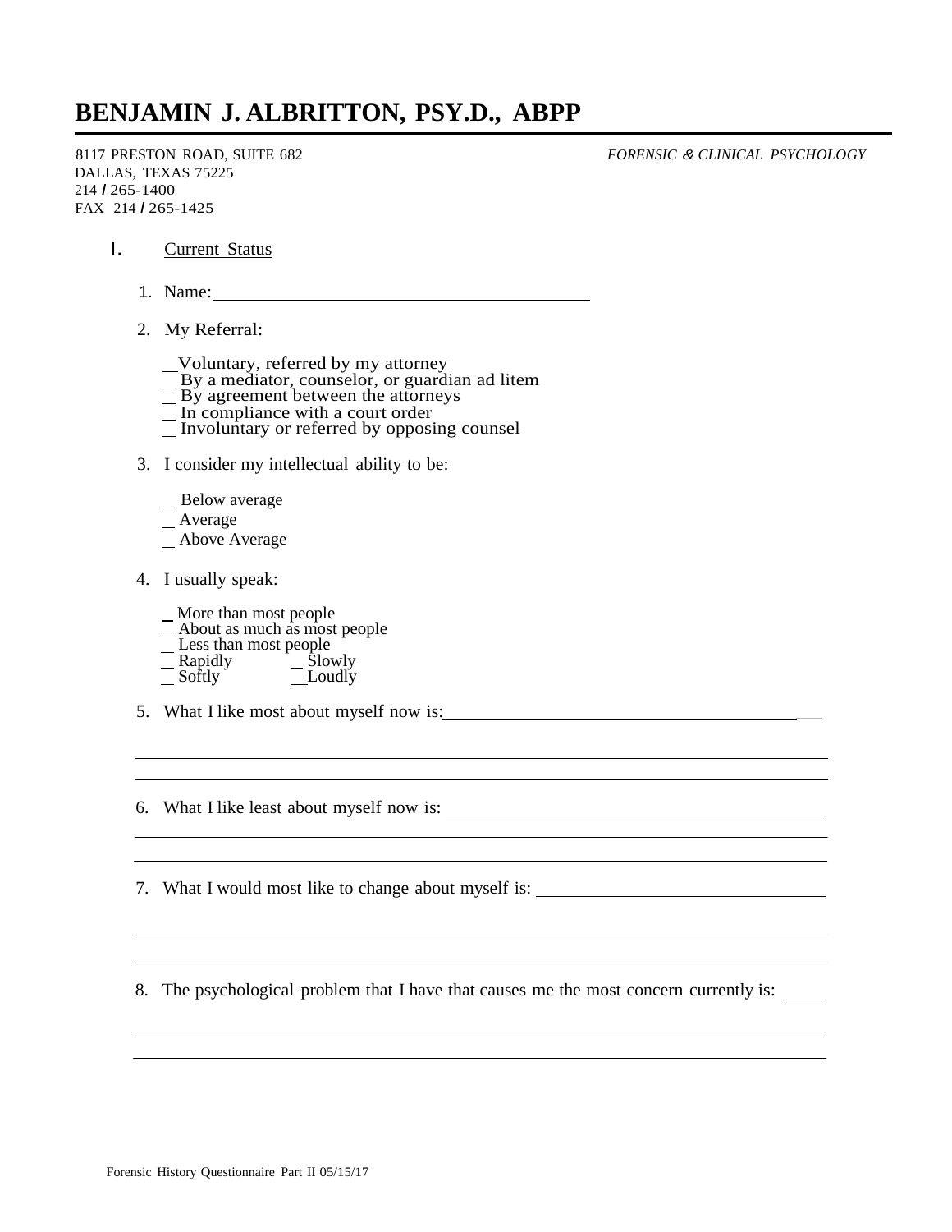# BENJAMIN J. ALBRITTON, PSY.D., ABPP

8117 PRESTON ROAD, SUITE 682
DALLAS, TEXAS 75225
214 / 265-1400
FAX 214 / 265-1425

*FORENSIC & CLINICAL PSYCHOLOGY*

I. Current Status

1. Name: ________________________________________

2. My Referral:

   _ Voluntary, referred by my attorney
   _ By a mediator, counselor, or guardian ad litem
   _ By agreement between the attorneys
   _ In compliance with a court order
   _ Involuntary or referred by opposing counsel

3. I consider my intellectual ability to be:

   _ Below average
   _ Average
   _ Above Average

4. I usually speak:

   _ More than most people
   _ About as much as most people
   _ Less than most people
   _ Rapidly   _ Slowly
   _ Softly   _ Loudly

5. What I like most about myself now is: ________________________________________

________________________________________________________________________________

________________________________________________________________________________

6. What I like least about myself now is: ________________________________________

________________________________________________________________________________

________________________________________________________________________________

7. What I would most like to change about myself is: ________________________________

________________________________________________________________________________

________________________________________________________________________________

8. The psychological problem that I have that causes me the most concern currently is: ____

________________________________________________________________________________

________________________________________________________________________________

Forensic History Questionnaire Part II 05/15/17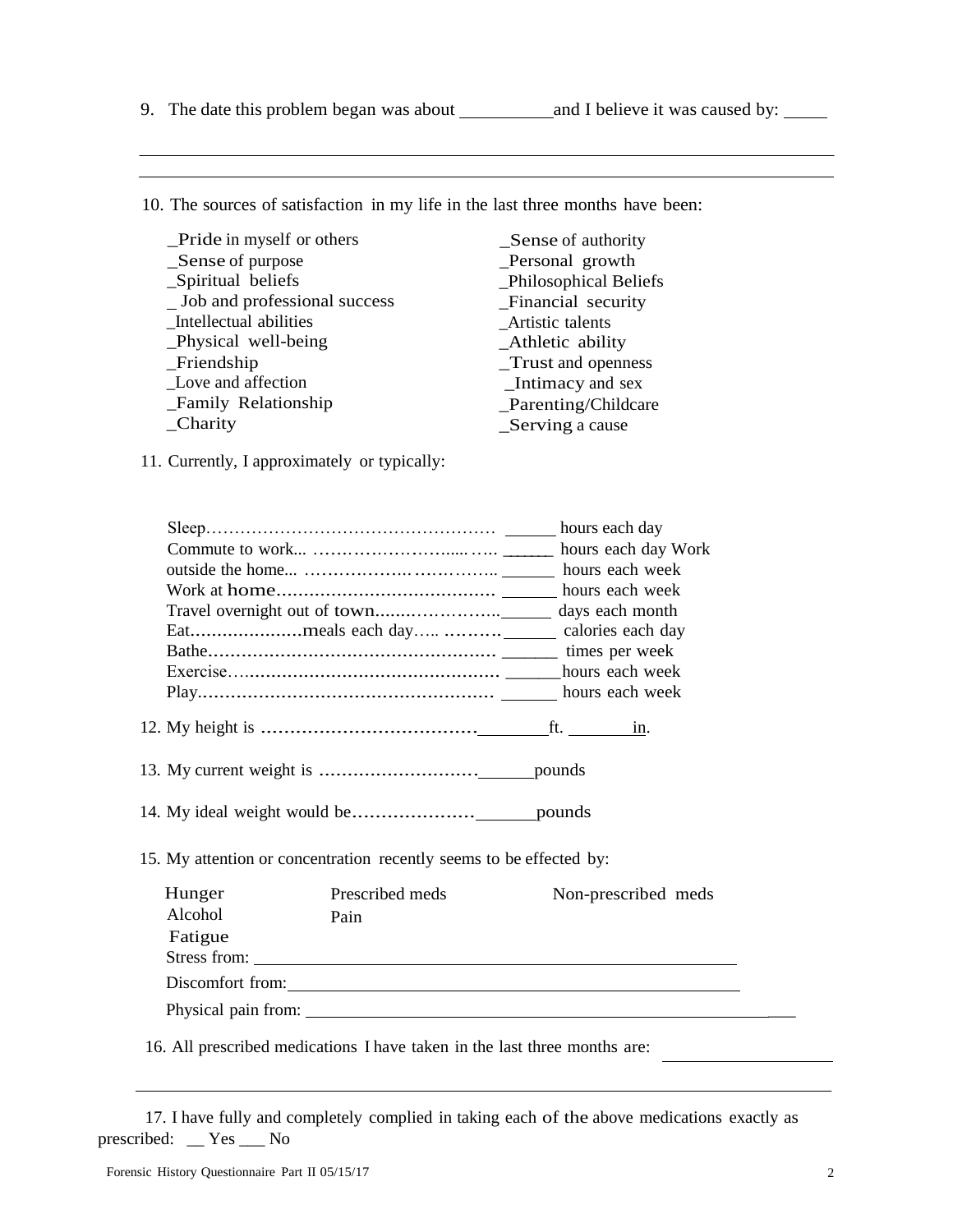9. The date this problem began was about __________ and I believe it was caused by: _____

________________________________________________________________________________

________________________________________________________________________________

10. The sources of satisfaction in my life in the last three months have been:

| | |
|---|---|
| _Pride in myself or others | _Sense of authority |
| _Sense of purpose | _Personal growth |
| _Spiritual beliefs | _Philosophical Beliefs |
| _ Job and professional success | _Financial security |
| _Intellectual abilities | _Artistic talents |
| _Physical well-being | _Athletic ability |
| _Friendship | _Trust and openness |
| _Love and affection | _Intimacy and sex |
| _Family Relationship | _Parenting/Childcare |
| _Charity | _Serving a cause |

11. Currently, I approximately or typically:

Sleep…………………………………………… ______ hours each day
Commute to work... ………………………..... ….. ______ hours each day Work
outside the home... ……………….. …………….. ______ hours each week
Work at home……………………………….… ______ hours each week
Travel overnight out of town........…………….. ______ days each month
Eat…………………meals each day….. ………. ______ calories each day
Bathe…………………………………………… ______ times per week
Exercise…………………………………………. ______hours each week
Play……………………………………………… ______ hours each week

12. My height is ………………………………… ________ft. _______ in.

13. My current weight is ……………………….. ______pounds

14. My ideal weight would be………………… ______pounds

15. My attention or concentration recently seems to be effected by:

| | | |
|---|---|---|
| Hunger | Prescribed meds | Non-prescribed meds |
| Alcohol | Pain | |
| Fatigue | | |

Stress from: ________________________________________________________

Discomfort from: ____________________________________________________

Physical pain from: ___________________________________________________

16. All prescribed medications I have taken in the last three months are: _______________

________________________________________________________________________________

17. I have fully and completely complied in taking each of the above medications exactly as prescribed: __ Yes ___ No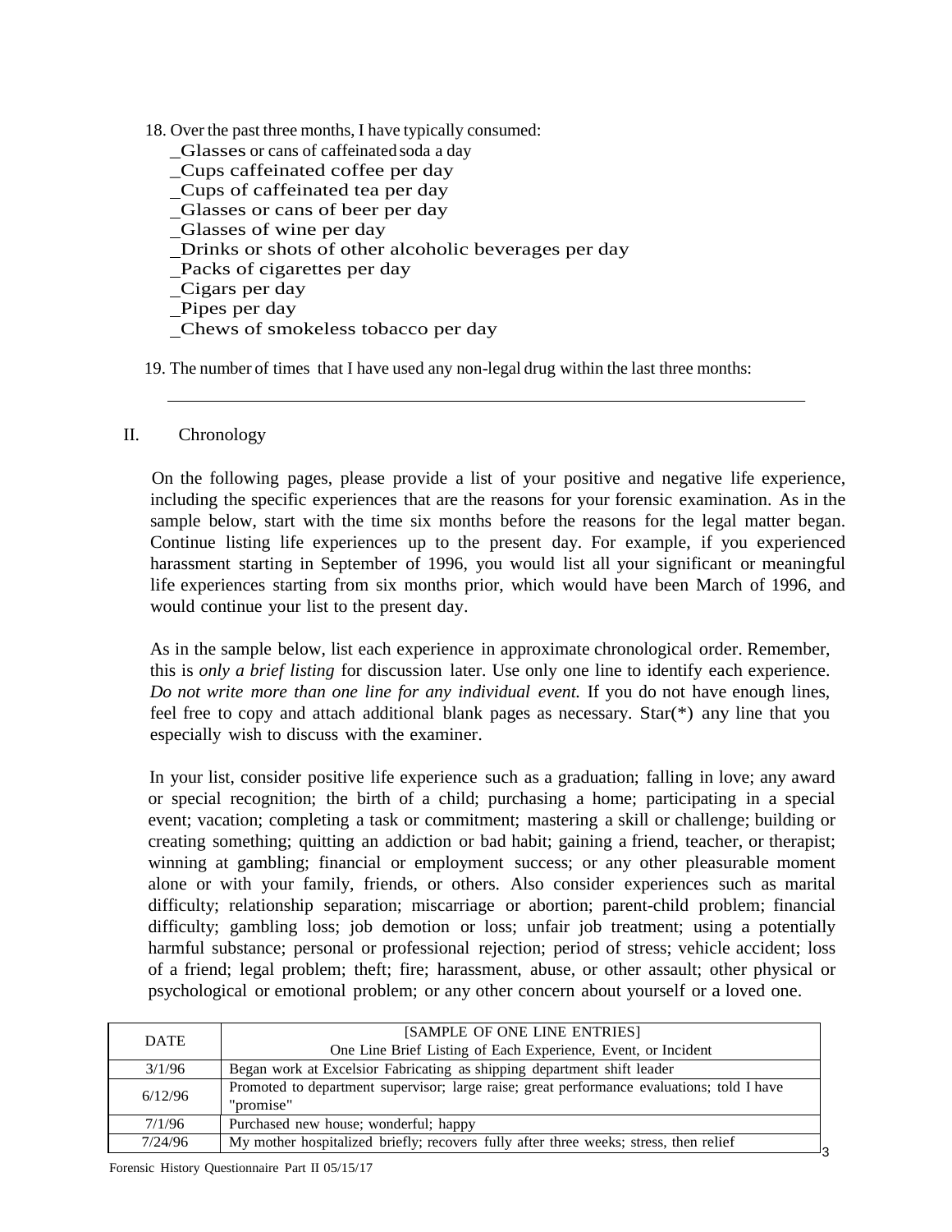18. Over the past three months, I have typically consumed:
    _Glasses or cans of caffeinated soda a day
    _Cups caffeinated coffee per day
    _Cups of caffeinated tea per day
    _Glasses or cans of beer per day
    _Glasses of wine per day
    _Drinks or shots of other alcoholic beverages per day
    _Packs of cigarettes per day
    _Cigars per day
    _Pipes per day
    _Chews of smokeless tobacco per day

19. The number of times that I have used any non-legal drug within the last three months:

    ______________________________________________________________________

## II. Chronology

On the following pages, please provide a list of your positive and negative life experience, including the specific experiences that are the reasons for your forensic examination. As in the sample below, start with the time six months before the reasons for the legal matter began. Continue listing life experiences up to the present day. For example, if you experienced harassment starting in September of 1996, you would list all your significant or meaningful life experiences starting from six months prior, which would have been March of 1996, and would continue your list to the present day.

As in the sample below, list each experience in approximate chronological order. Remember, this is *only a brief listing* for discussion later. Use only one line to identify each experience. *Do not write more than one line for any individual event.* If you do not have enough lines, feel free to copy and attach additional blank pages as necessary. Star(*) any line that you especially wish to discuss with the examiner.

In your list, consider positive life experience such as a graduation; falling in love; any award or special recognition; the birth of a child; purchasing a home; participating in a special event; vacation; completing a task or commitment; mastering a skill or challenge; building or creating something; quitting an addiction or bad habit; gaining a friend, teacher, or therapist; winning at gambling; financial or employment success; or any other pleasurable moment alone or with your family, friends, or others. Also consider experiences such as marital difficulty; relationship separation; miscarriage or abortion; parent-child problem; financial difficulty; gambling loss; job demotion or loss; unfair job treatment; using a potentially harmful substance; personal or professional rejection; period of stress; vehicle accident; loss of a friend; legal problem; theft; fire; harassment, abuse, or other assault; other physical or psychological or emotional problem; or any other concern about yourself or a loved one.

| DATE | [SAMPLE OF ONE LINE ENTRIES] One Line Brief Listing of Each Experience, Event, or Incident |
|---|---|
| 3/1/96 | Began work at Excelsior Fabricating as shipping department shift leader |
| 6/12/96 | Promoted to department supervisor; large raise; great performance evaluations; told I have "promise" |
| 7/1/96 | Purchased new house; wonderful; happy |
| 7/24/96 | My mother hospitalized briefly; recovers fully after three weeks; stress, then relief |

Forensic History Questionnaire Part II 05/15/17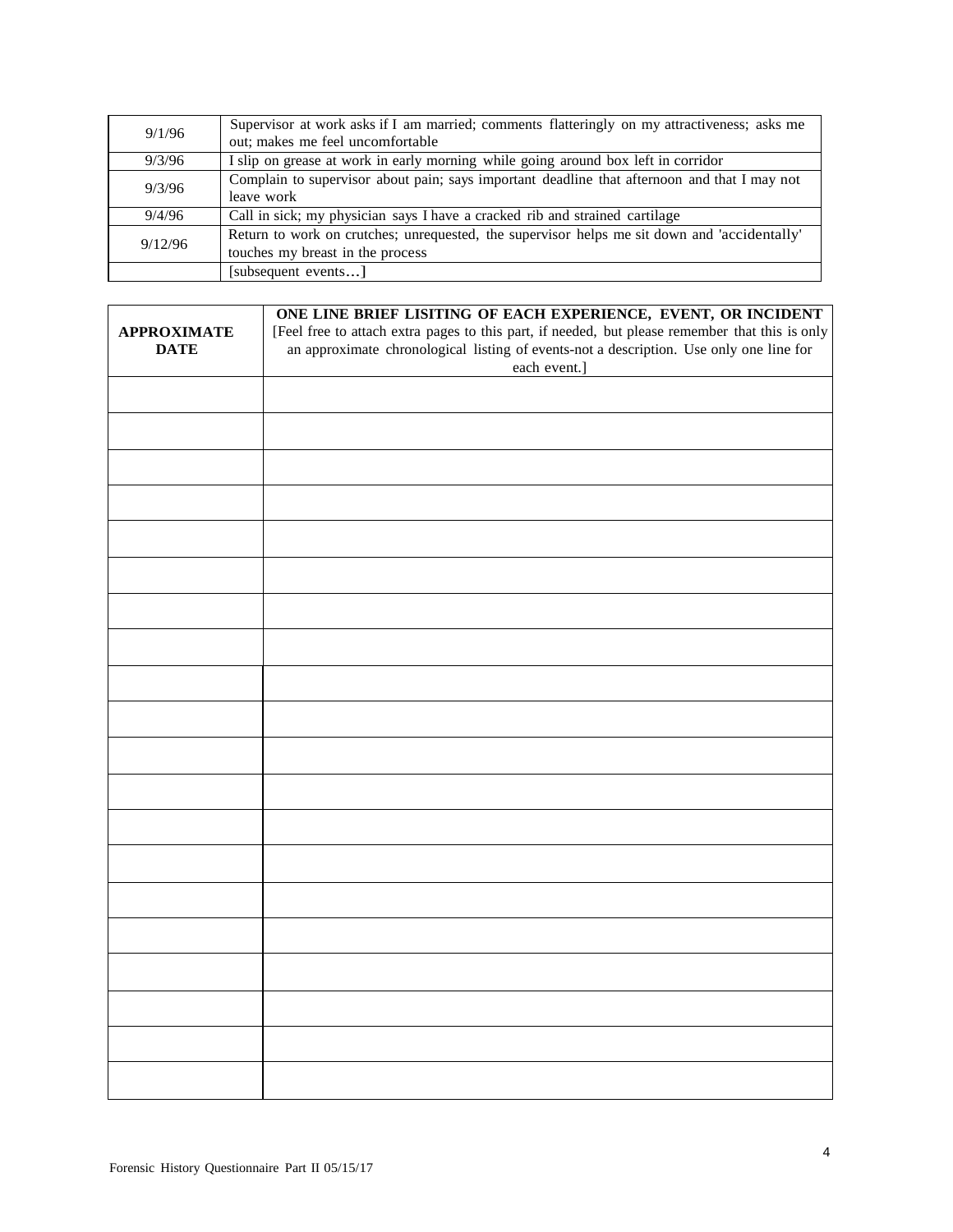| | |
|---|---|
| 9/1/96 | Supervisor at work asks if I am married; comments flatteringly on my attractiveness; asks me out; makes me feel uncomfortable |
| 9/3/96 | I slip on grease at work in early morning while going around box left in corridor |
| 9/3/96 | Complain to supervisor about pain; says important deadline that afternoon and that I may not leave work |
| 9/4/96 | Call in sick; my physician says I have a cracked rib and strained cartilage |
| 9/12/96 | Return to work on crutches; unrequested, the supervisor helps me sit down and 'accidentally' touches my breast in the process |
| | [subsequent events…] |

| **APPROXIMATE DATE** | **ONE LINE BRIEF LISITING OF EACH EXPERIENCE, EVENT, OR INCIDENT** [Feel free to attach extra pages to this part, if needed, but please remember that this is only an approximate chronological listing of events-not a description. Use only one line for each event.] |
|---|---|
| | |
| | |
| | |
| | |
| | |
| | |
| | |
| | |
| | |
| | |
| | |
| | |
| | |
| | |
| | |
| | |
| | |
| | |
| | |
| | |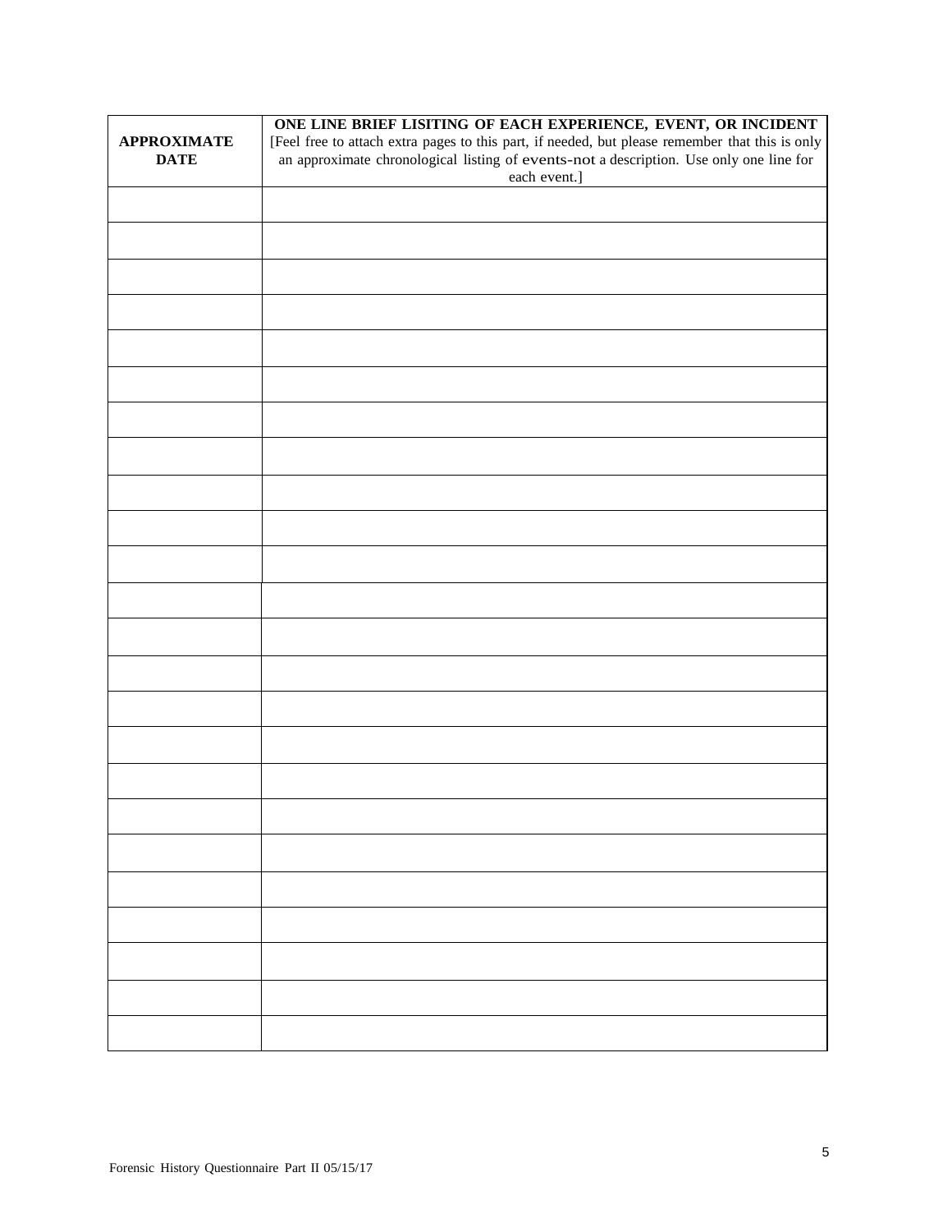| APPROXIMATE DATE | **ONE LINE BRIEF LISITING OF EACH EXPERIENCE, EVENT, OR INCIDENT** [Feel free to attach extra pages to this part, if needed, but please remember that this is only an approximate chronological listing of events-not a description. Use only one line for each event.] |
|---|---|
| | |
| | |
| | |
| | |
| | |
| | |
| | |
| | |
| | |
| | |
| | |
| | |
| | |
| | |
| | |
| | |
| | |
| | |
| | |
| | |
| | |
| | |
| | |
| | |

Forensic History Questionnaire Part II 05/15/17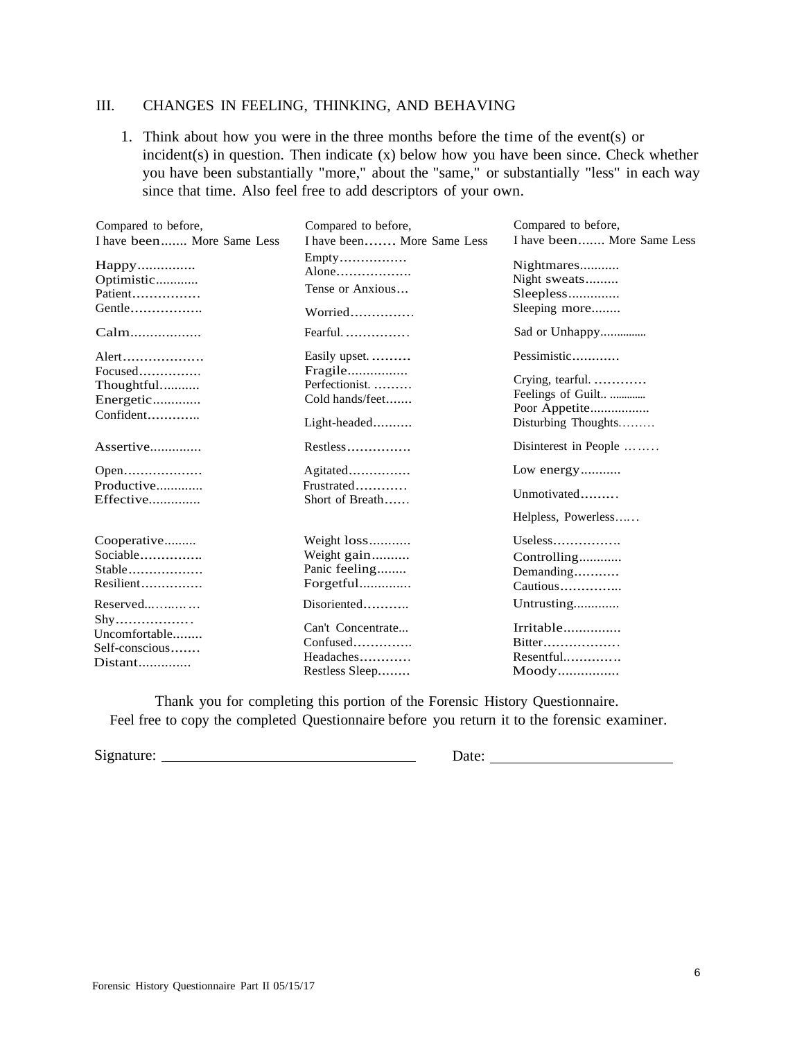## III. CHANGES IN FEELING, THINKING, AND BEHAVING

1. Think about how you were in the three months before the time of the event(s) or incident(s) in question. Then indicate (x) below how you have been since. Check whether you have been substantially "more," about the "same," or substantially "less" in each way since that time. Also feel free to add descriptors of your own.

| Compared to before, I have been....... | More | Same | Less | Compared to before, I have been....... | More | Same | Less | Compared to before, I have been....... | More | Same | Less |
|---|---|---|---|---|---|---|---|---|---|---|---|
| Happy............... | | | | Empty................ | | | | Nightmares........... | | | |
| Optimistic............ | | | | Alone.................. | | | | Night sweats......... | | | |
| Patient................ | | | | Tense or Anxious... | | | | Sleepless.............. | | | |
| Gentle................. | | | | Worried.............. | | | | Sleeping more........ | | | |
| Calm.................. | | | | Fearful. .............. | | | | Sad or Unhappy............... | | | |
| Alert................... | | | | Easily upset. ......... | | | | Pessimistic............ | | | |
| Focused............... | | | | Fragile................ | | | | Crying, tearful. ............ | | | |
| Thoughtful........... | | | | Perfectionist. ......... | | | | Feelings of Guilt.. ............ | | | |
| Energetic............. | | | | Cold hands/feet....... | | | | Poor Appetite................. | | | |
| Confident............. | | | | Light-headed.......... | | | | Disturbing Thoughts......... | | | |
| Assertive............. | | | | Restless............... | | | | Disinterest in People ........ | | | |
| Open................... | | | | Agitated............... | | | | Low energy........... | | | |
| Productive............. | | | | Frustrated............ | | | | Unmotivated......... | | | |
| Effective.............. | | | | Short of Breath...... | | | | Helpless, Powerless...... | | | |
| Cooperative......... | | | | Weight loss........... | | | | Useless................ | | | |
| Sociable............... | | | | Weight gain.......... | | | | Controlling............ | | | |
| Stable.................. | | | | Panic feeling........ | | | | Demanding........... | | | |
| Resilient............... | | | | Forgetful.............. | | | | Cautious.............. | | | |
| Reserved............ | | | | Disoriented........... | | | | Untrusting............. | | | |
| Shy................. | | | | Can't Concentrate... | | | | Irritable............... | | | |
| Uncomfortable........ | | | | Confused.............. | | | | Bitter.................. | | | |
| Self-conscious....... | | | | Headaches............ | | | | Resentful.............. | | | |
| Distant.............. | | | | Restless Sleep........ | | | | Moody................ | | | |

Thank you for completing this portion of the Forensic History Questionnaire.
Feel free to copy the completed Questionnaire before you return it to the forensic examiner.

Signature: ______________________________ Date: ______________________

Forensic History Questionnaire Part II 05/15/17